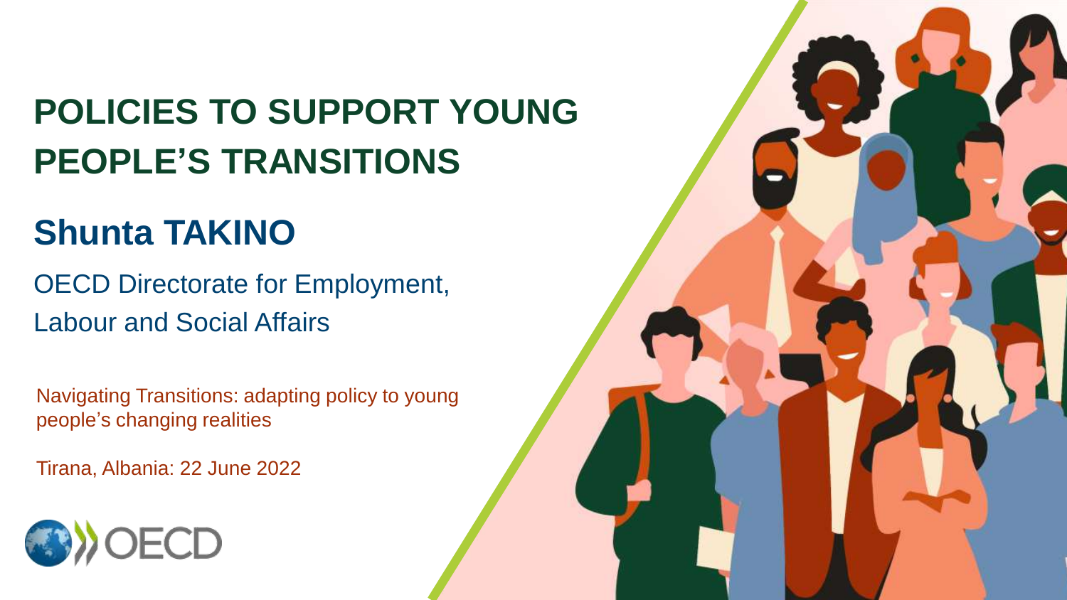# POLICIES TO SUPPORT YOUNG PEOPLE'S TRANSITIONS

## Shunta TAKINO

OECD Directorate for Employment, Labour and Social Affairs

Navigating Transitions: adapting policy to young people's changing realities

Tirana, Albania: 22 June 2022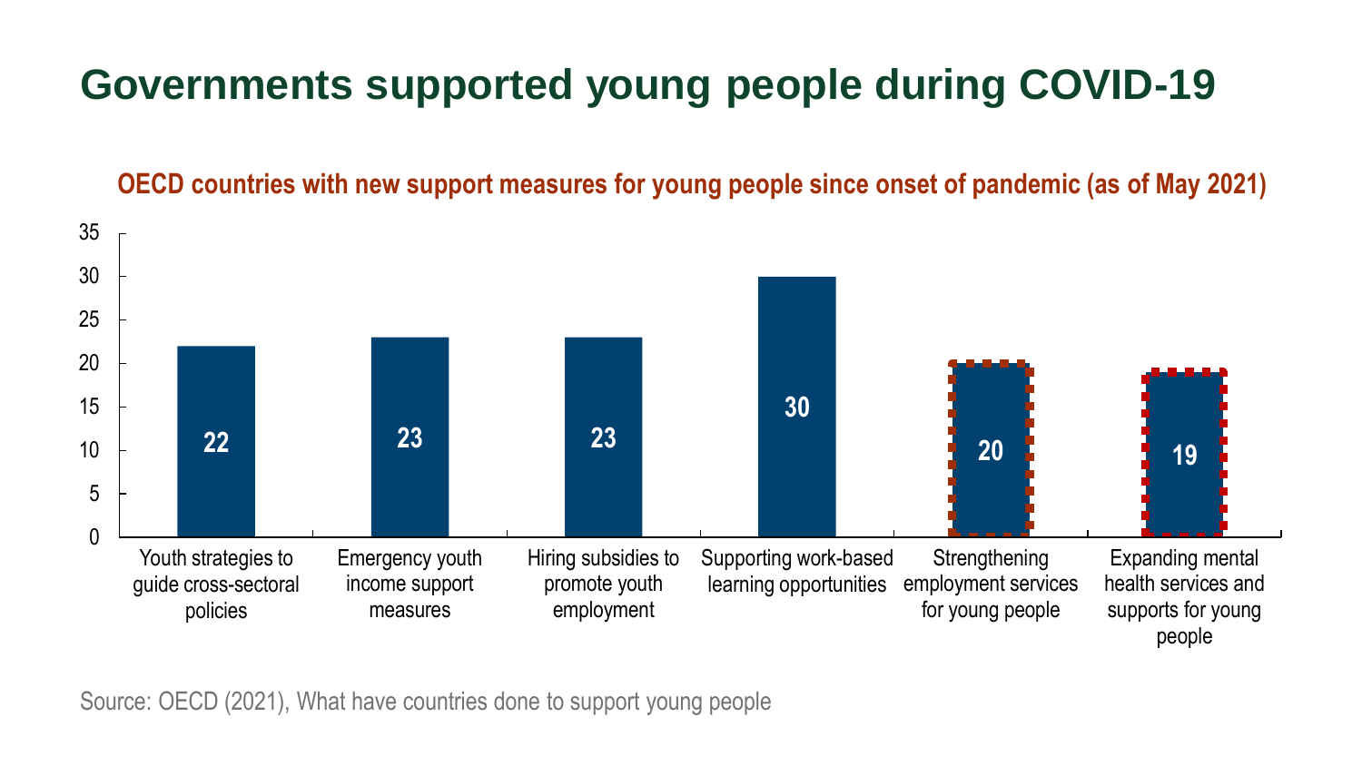# Governments supported young people during COVID-19

**OECD countries with new support measures for young people since onset of pandemic (as of May 2021)**

| Measure | Number of OECD countries |
|---|---|
| Youth strategies to guide cross-sectoral policies | 22 |
| Emergency youth income support measures | 23 |
| Hiring subsidies to promote youth employment | 23 |
| Supporting work-based learning opportunities | 30 |
| Strengthening employment services for young people | 20 |
| Expanding mental health services and supports for young people | 19 |

Source: OECD (2021), What have countries done to support young people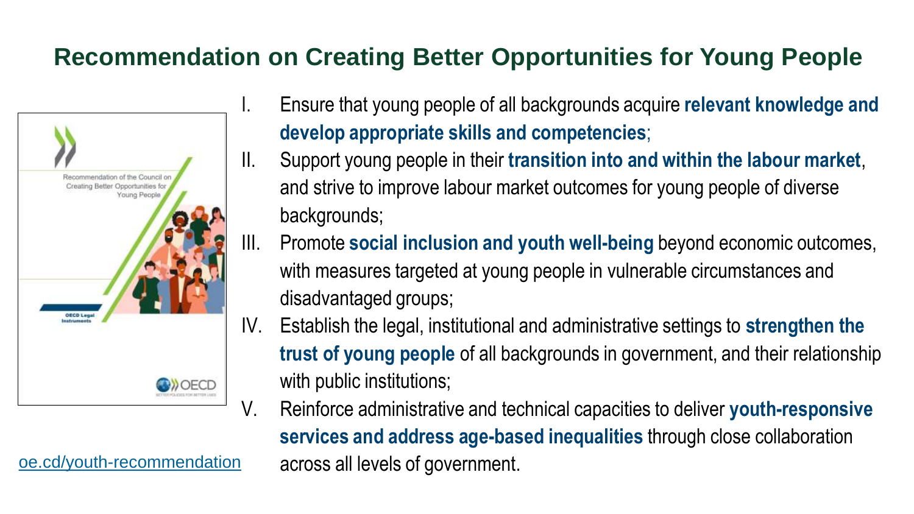# Recommendation on Creating Better Opportunities for Young People

I. Ensure that young people of all backgrounds acquire **relevant knowledge and develop appropriate skills and competencies**;

II. Support young people in their **transition into and within the labour market**, and strive to improve labour market outcomes for young people of diverse backgrounds;

III. Promote **social inclusion and youth well-being** beyond economic outcomes, with measures targeted at young people in vulnerable circumstances and disadvantaged groups;

IV. Establish the legal, institutional and administrative settings to **strengthen the trust of young people** of all backgrounds in government, and their relationship with public institutions;

V. Reinforce administrative and technical capacities to deliver **youth-responsive services and address age-based inequalities** through close collaboration across all levels of government.

Recommendation of the Council on Creating Better Opportunities for Young People

OECD Legal Instruments

OECD

oe.cd/youth-recommendation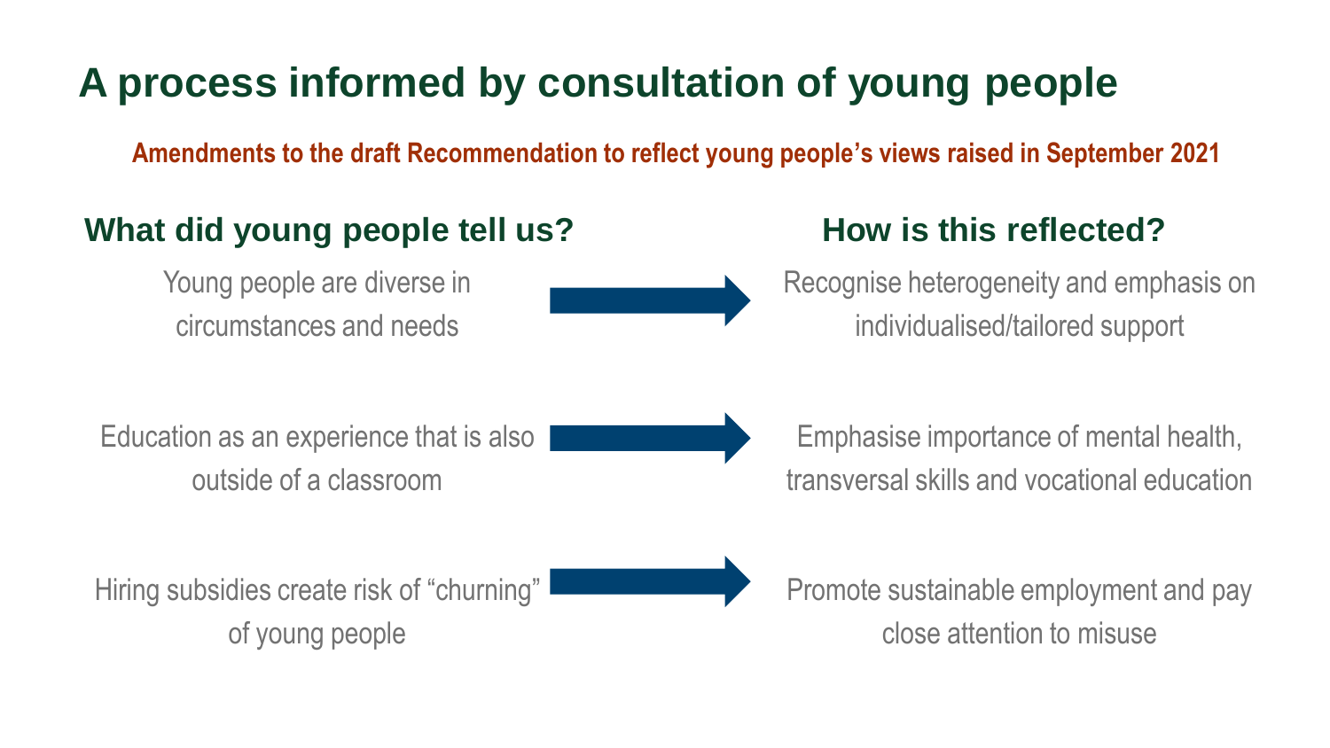# A process informed by consultation of young people

**Amendments to the draft Recommendation to reflect young people's views raised in September 2021**

| What did young people tell us? | | How is this reflected? |
| --- | --- | --- |
| Young people are diverse in circumstances and needs | → | Recognise heterogeneity and emphasis on individualised/tailored support |
| Education as an experience that is also outside of a classroom | → | Emphasise importance of mental health, transversal skills and vocational education |
| Hiring subsidies create risk of "churning" of young people | → | Promote sustainable employment and pay close attention to misuse |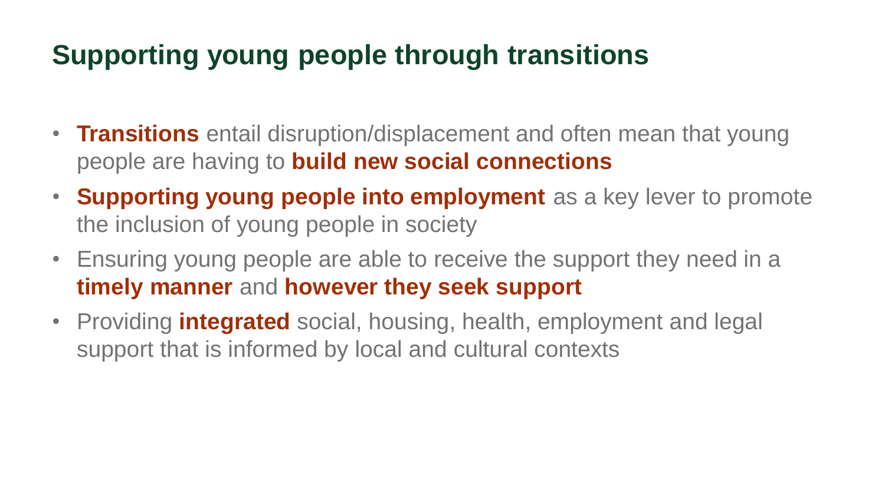# Supporting young people through transitions

- **Transitions** entail disruption/displacement and often mean that young people are having to **build new social connections**
- **Supporting young people into employment** as a key lever to promote the inclusion of young people in society
- Ensuring young people are able to receive the support they need in a **timely manner** and **however they seek support**
- Providing **integrated** social, housing, health, employment and legal support that is informed by local and cultural contexts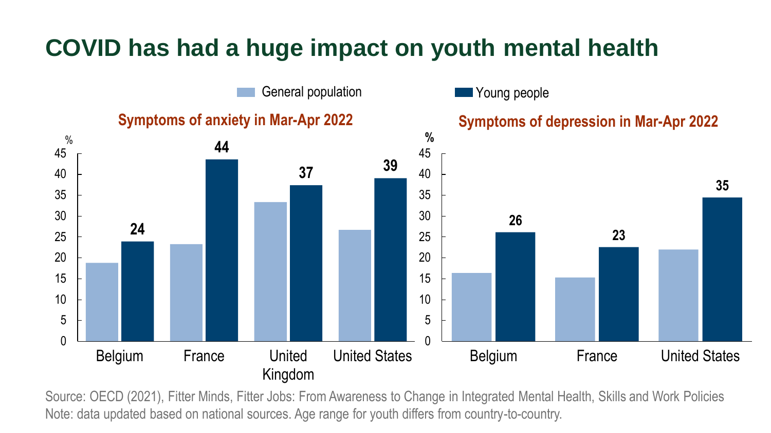# COVID has had a huge impact on youth mental health

General population | Young people

**Symptoms of anxiety in Mar-Apr 2022**

%

| | General population | Young people |
|---|---|---|
| Belgium | | 24 |
| France | | 44 |
| United Kingdom | | 37 |
| United States | | 39 |

**Symptoms of depression in Mar-Apr 2022**

%

| | General population | Young people |
|---|---|---|
| Belgium | | 26 |
| France | | 23 |
| United States | | 35 |

Source: OECD (2021), Fitter Minds, Fitter Jobs: From Awareness to Change in Integrated Mental Health, Skills and Work Policies
Note: data updated based on national sources. Age range for youth differs from country-to-country.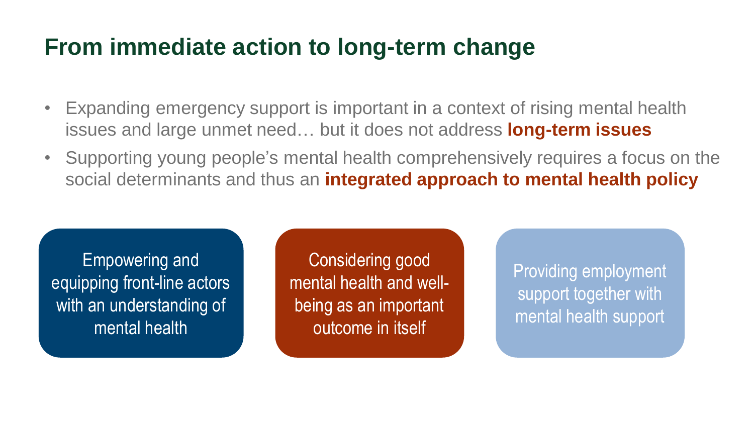# From immediate action to long-term change

- Expanding emergency support is important in a context of rising mental health issues and large unmet need… but it does not address **long-term issues**
- Supporting young people's mental health comprehensively requires a focus on the social determinants and thus an **integrated approach to mental health policy**

Empowering and equipping front-line actors with an understanding of mental health

Considering good mental health and well-being as an important outcome in itself

Providing employment support together with mental health support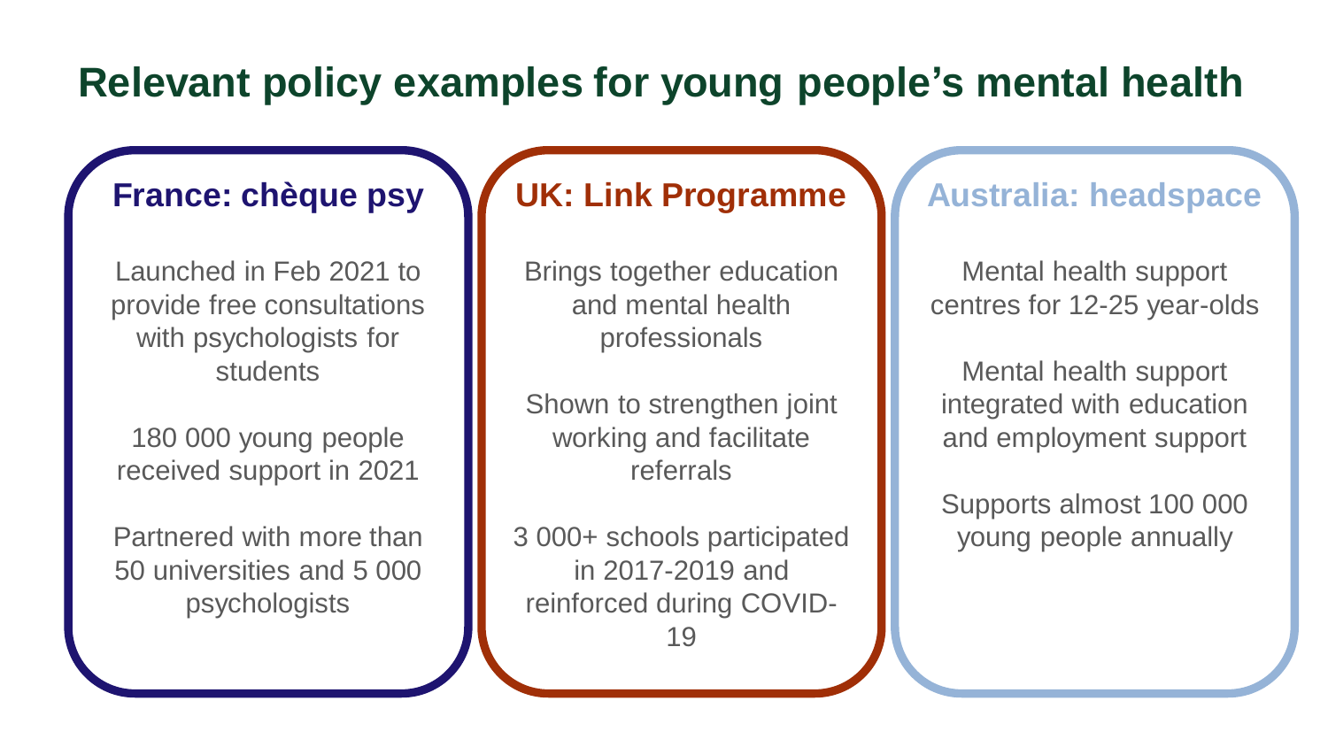# Relevant policy examples for young people's mental health

## France: chèque psy

Launched in Feb 2021 to provide free consultations with psychologists for students

180 000 young people received support in 2021

Partnered with more than 50 universities and 5 000 psychologists

## UK: Link Programme

Brings together education and mental health professionals

Shown to strengthen joint working and facilitate referrals

3 000+ schools participated in 2017-2019 and reinforced during COVID-19

## Australia: headspace

Mental health support centres for 12-25 year-olds

Mental health support integrated with education and employment support

Supports almost 100 000 young people annually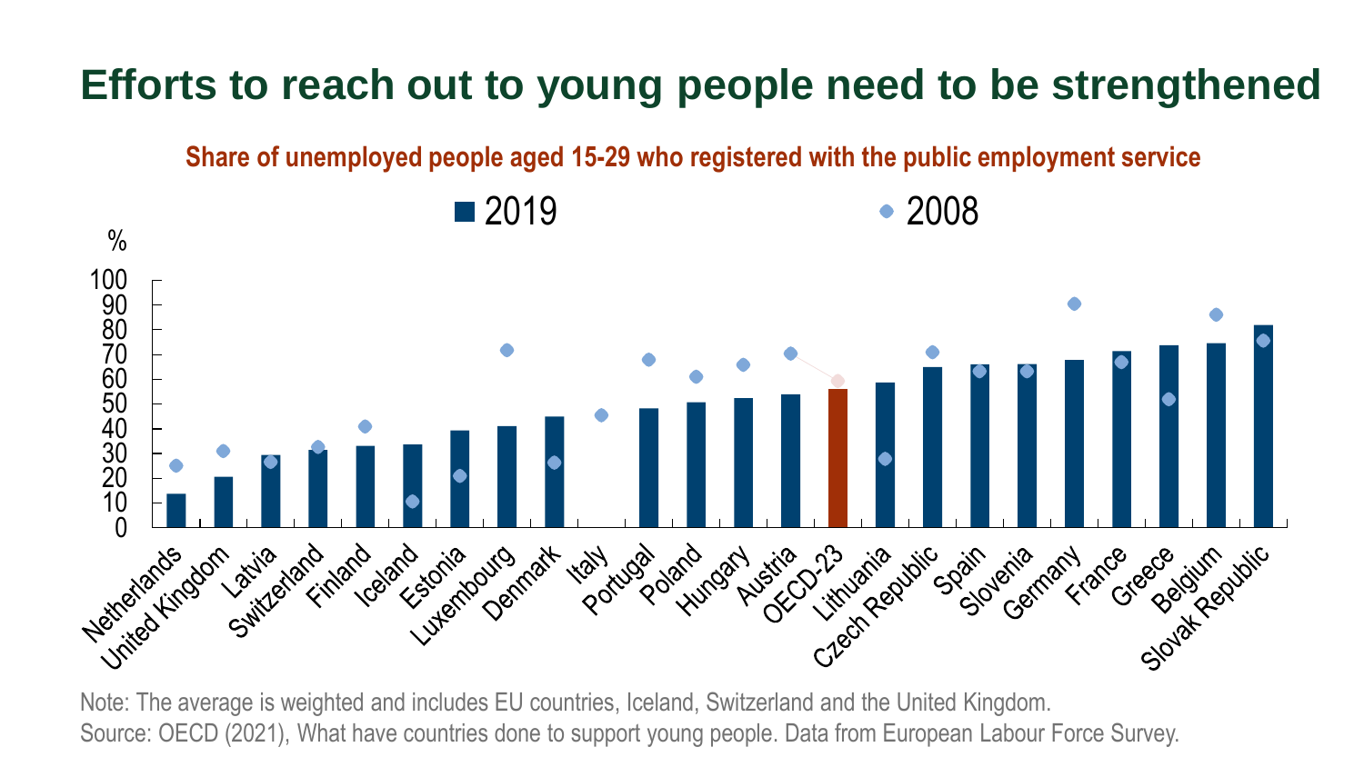# Efforts to reach out to young people need to be strengthened

**Share of unemployed people aged 15-29 who registered with the public employment service**

| Country | 2019 (%) | 2008 (%) |
|---|---|---|
| Netherlands | 14 | 25 |
| United Kingdom | 21 | 31 |
| Latvia | 29 | 27 |
| Switzerland | 32 | 33 |
| Finland | 33 | 41 |
| Iceland | 34 | 11 |
| Estonia | 39 | 21 |
| Luxembourg | 41 | 72 |
| Denmark | 45 | 26 |
| Italy | | 46 |
| Portugal | 48 | 68 |
| Poland | 51 | 61 |
| Hungary | 52 | 66 |
| Austria | 54 | 71 |
| OECD-23 | 56 | 59 |
| Lithuania | 59 | 28 |
| Czech Republic | 65 | 71 |
| Spain | 66 | 63 |
| Slovenia | 66 | 63 |
| Germany | 68 | 91 |
| France | 71 | 67 |
| Greece | 74 | 52 |
| Belgium | 75 | 86 |
| Slovak Republic | 82 | 76 |

Note: The average is weighted and includes EU countries, Iceland, Switzerland and the United Kingdom.

Source: OECD (2021), What have countries done to support young people. Data from European Labour Force Survey.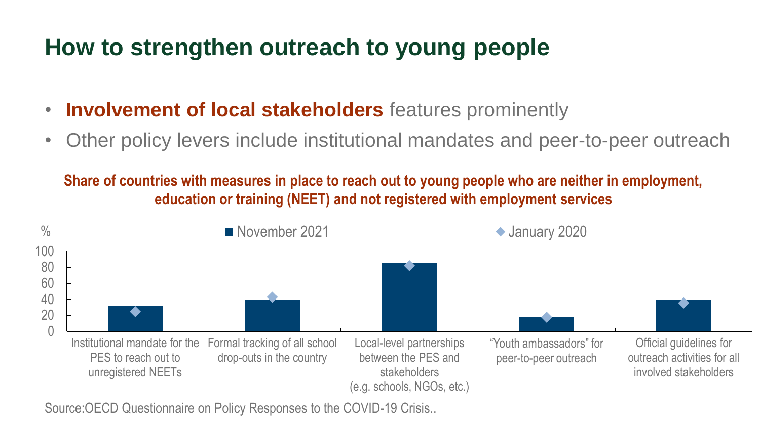# How to strengthen outreach to young people

- **Involvement of local stakeholders** features prominently
- Other policy levers include institutional mandates and peer-to-peer outreach

**Share of countries with measures in place to reach out to young people who are neither in employment, education or training (NEET) and not registered with employment services**

%

■ November 2021 ◆ January 2020

100
80
60
40
20
0

Institutional mandate for the PES to reach out to unregistered NEETs

Formal tracking of all school drop-outs in the country

Local-level partnerships between the PES and stakeholders (e.g. schools, NGOs, etc.)

"Youth ambassadors" for peer-to-peer outreach

Official guidelines for outreach activities for all involved stakeholders

Source:OECD Questionnaire on Policy Responses to the COVID-19 Crisis..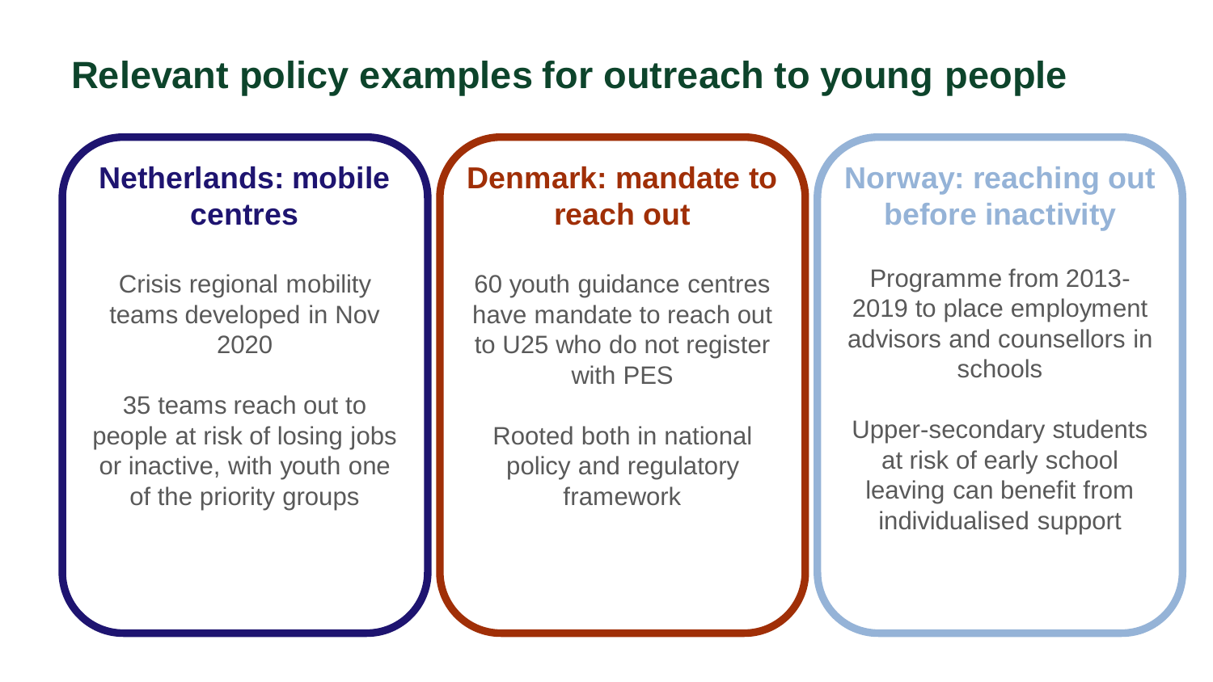# Relevant policy examples for outreach to young people

## Netherlands: mobile centres

Crisis regional mobility teams developed in Nov 2020

35 teams reach out to people at risk of losing jobs or inactive, with youth one of the priority groups

## Denmark: mandate to reach out

60 youth guidance centres have mandate to reach out to U25 who do not register with PES

Rooted both in national policy and regulatory framework

## Norway: reaching out before inactivity

Programme from 2013-2019 to place employment advisors and counsellors in schools

Upper-secondary students at risk of early school leaving can benefit from individualised support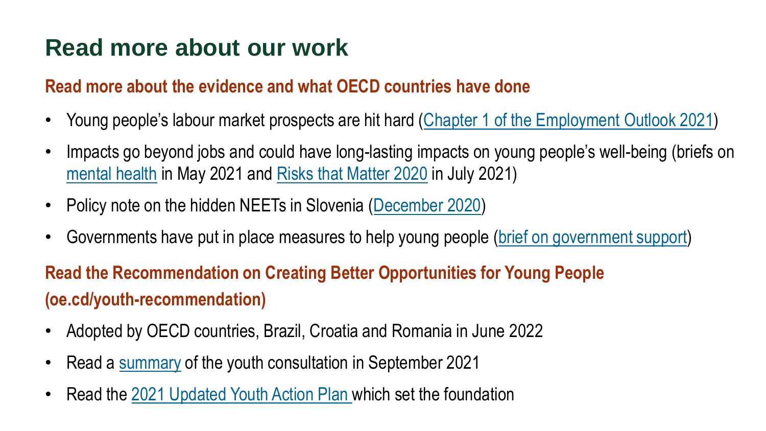# Read more about our work

## Read more about the evidence and what OECD countries have done

- Young people's labour market prospects are hit hard (Chapter 1 of the Employment Outlook 2021)
- Impacts go beyond jobs and could have long-lasting impacts on young people's well-being (briefs on mental health in May 2021 and Risks that Matter 2020 in July 2021)
- Policy note on the hidden NEETs in Slovenia (December 2020)
- Governments have put in place measures to help young people (brief on government support)

## Read the Recommendation on Creating Better Opportunities for Young People (oe.cd/youth-recommendation)

- Adopted by OECD countries, Brazil, Croatia and Romania in June 2022
- Read a summary of the youth consultation in September 2021
- Read the 2021 Updated Youth Action Plan which set the foundation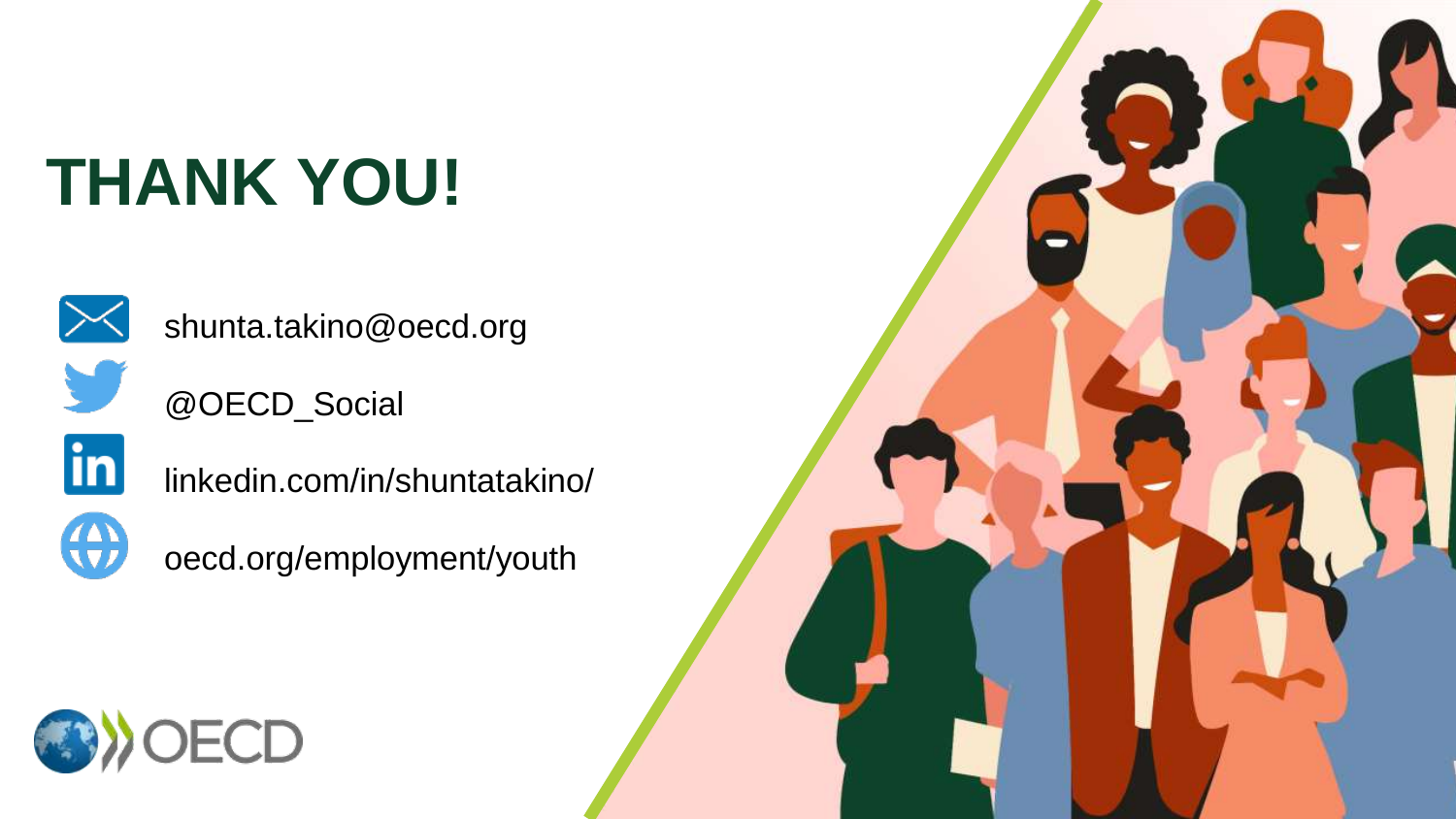# THANK YOU!

shunta.takino@oecd.org

@OECD_Social

linkedin.com/in/shuntatakino/

oecd.org/employment/youth

OECD